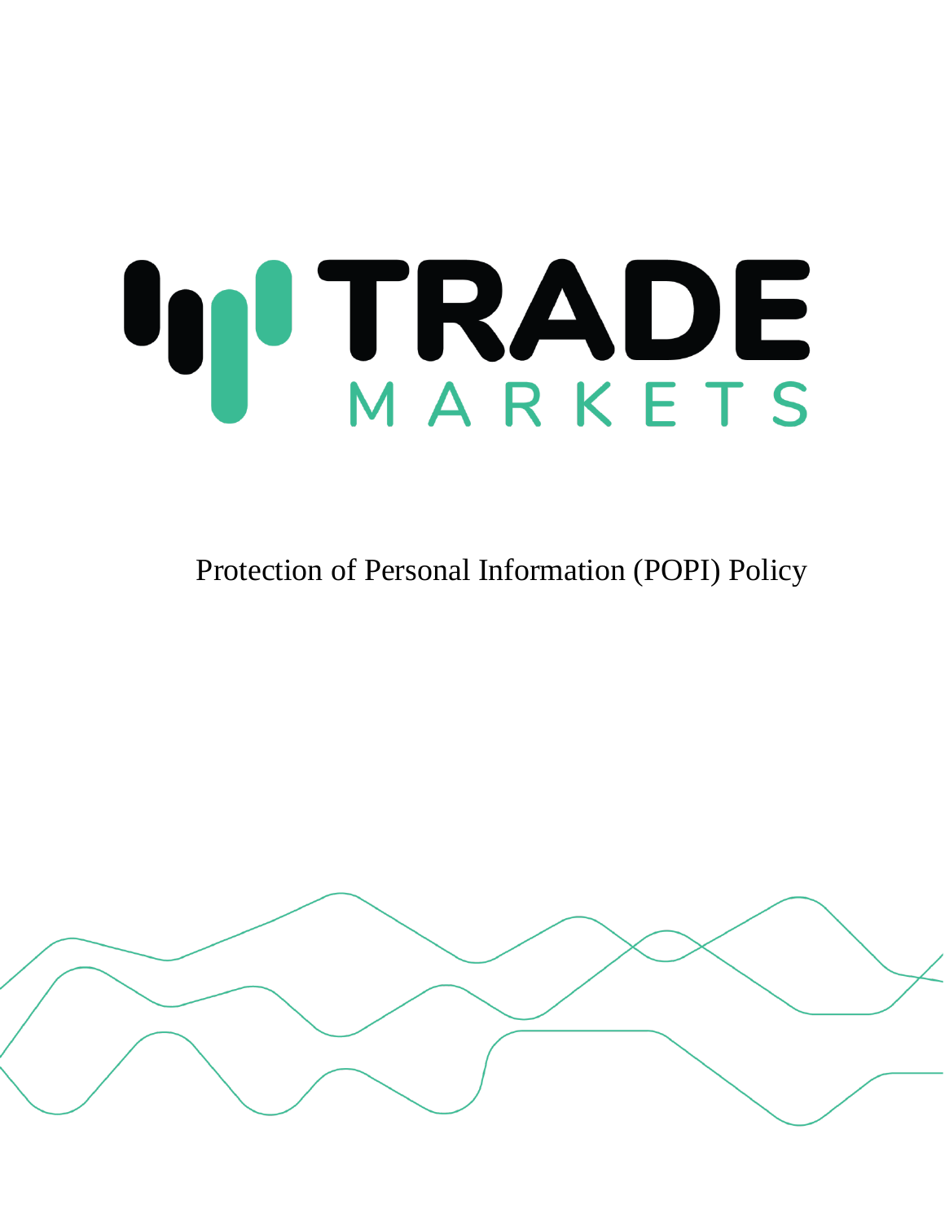# TRADE MARKETS

Protection of Personal Information (POPI) Policy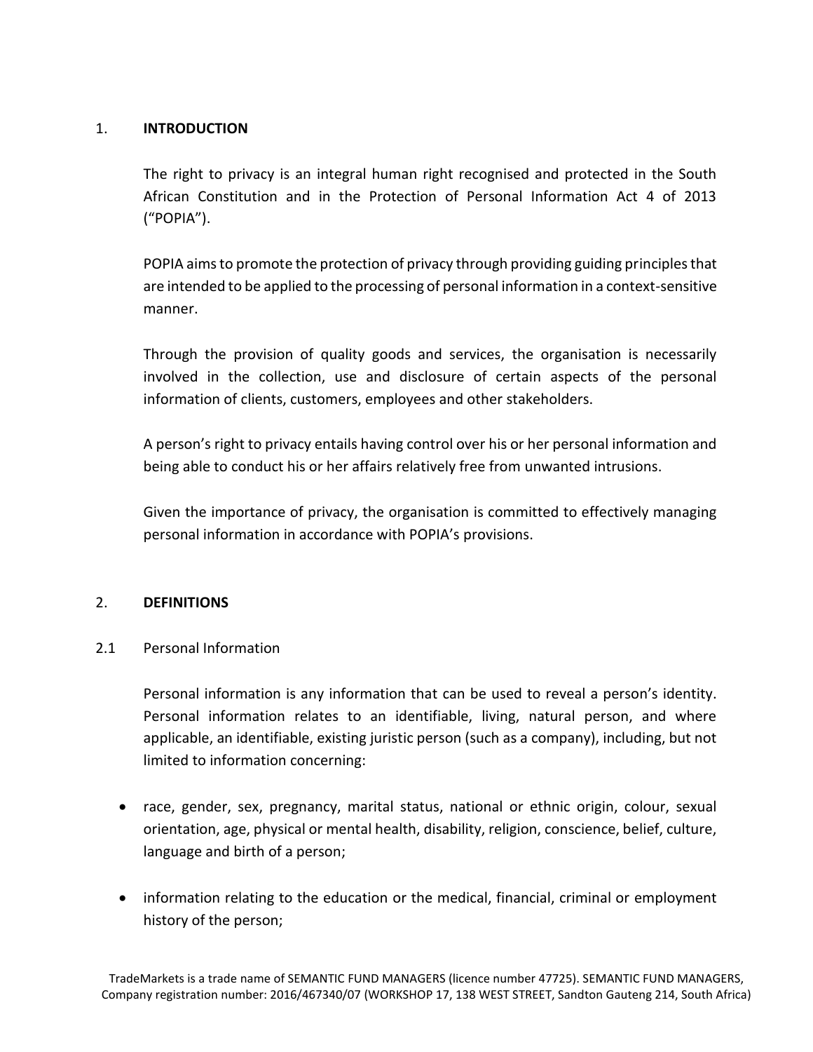## 1. INTRODUCTION

The right to privacy is an integral human right recognised and protected in the South African Constitution and in the Protection of Personal Information Act 4 of 2013 ("POPIA").

POPIA aims to promote the protection of privacy through providing guiding principles that are intended to be applied to the processing of personal information in a context-sensitive manner.

Through the provision of quality goods and services, the organisation is necessarily involved in the collection, use and disclosure of certain aspects of the personal information of clients, customers, employees and other stakeholders.

A person's right to privacy entails having control over his or her personal information and being able to conduct his or her affairs relatively free from unwanted intrusions.

Given the importance of privacy, the organisation is committed to effectively managing personal information in accordance with POPIA's provisions.

## 2. DEFINITIONS

### 2.1 Personal Information

Personal information is any information that can be used to reveal a person's identity. Personal information relates to an identifiable, living, natural person, and where applicable, an identifiable, existing juristic person (such as a company), including, but not limited to information concerning:

- race, gender, sex, pregnancy, marital status, national or ethnic origin, colour, sexual orientation, age, physical or mental health, disability, religion, conscience, belief, culture, language and birth of a person;
- information relating to the education or the medical, financial, criminal or employment history of the person;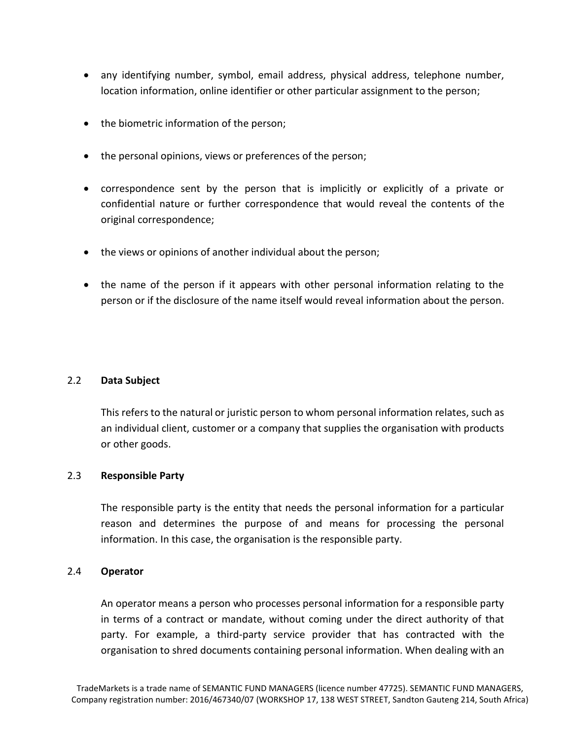- any identifying number, symbol, email address, physical address, telephone number, location information, online identifier or other particular assignment to the person;
- the biometric information of the person;
- the personal opinions, views or preferences of the person;
- correspondence sent by the person that is implicitly or explicitly of a private or confidential nature or further correspondence that would reveal the contents of the original correspondence;
- the views or opinions of another individual about the person;
- the name of the person if it appears with other personal information relating to the person or if the disclosure of the name itself would reveal information about the person.

2.2 **Data Subject**

This refers to the natural or juristic person to whom personal information relates, such as an individual client, customer or a company that supplies the organisation with products or other goods.

2.3 **Responsible Party**

The responsible party is the entity that needs the personal information for a particular reason and determines the purpose of and means for processing the personal information. In this case, the organisation is the responsible party.

2.4 **Operator**

An operator means a person who processes personal information for a responsible party in terms of a contract or mandate, without coming under the direct authority of that party. For example, a third-party service provider that has contracted with the organisation to shred documents containing personal information. When dealing with an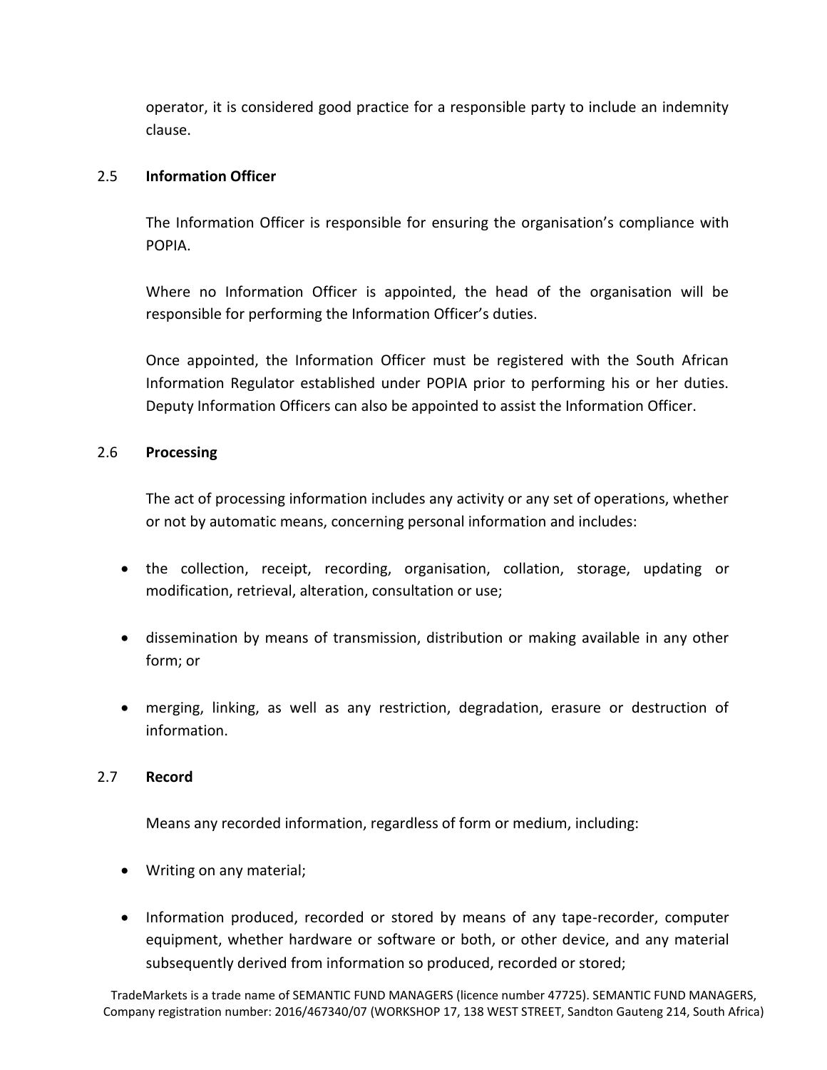operator, it is considered good practice for a responsible party to include an indemnity clause.

### 2.5 Information Officer

The Information Officer is responsible for ensuring the organisation's compliance with POPIA.

Where no Information Officer is appointed, the head of the organisation will be responsible for performing the Information Officer's duties.

Once appointed, the Information Officer must be registered with the South African Information Regulator established under POPIA prior to performing his or her duties. Deputy Information Officers can also be appointed to assist the Information Officer.

### 2.6 Processing

The act of processing information includes any activity or any set of operations, whether or not by automatic means, concerning personal information and includes:

- the collection, receipt, recording, organisation, collation, storage, updating or modification, retrieval, alteration, consultation or use;
- dissemination by means of transmission, distribution or making available in any other form; or
- merging, linking, as well as any restriction, degradation, erasure or destruction of information.

### 2.7 Record

Means any recorded information, regardless of form or medium, including:

- Writing on any material;
- Information produced, recorded or stored by means of any tape-recorder, computer equipment, whether hardware or software or both, or other device, and any material subsequently derived from information so produced, recorded or stored;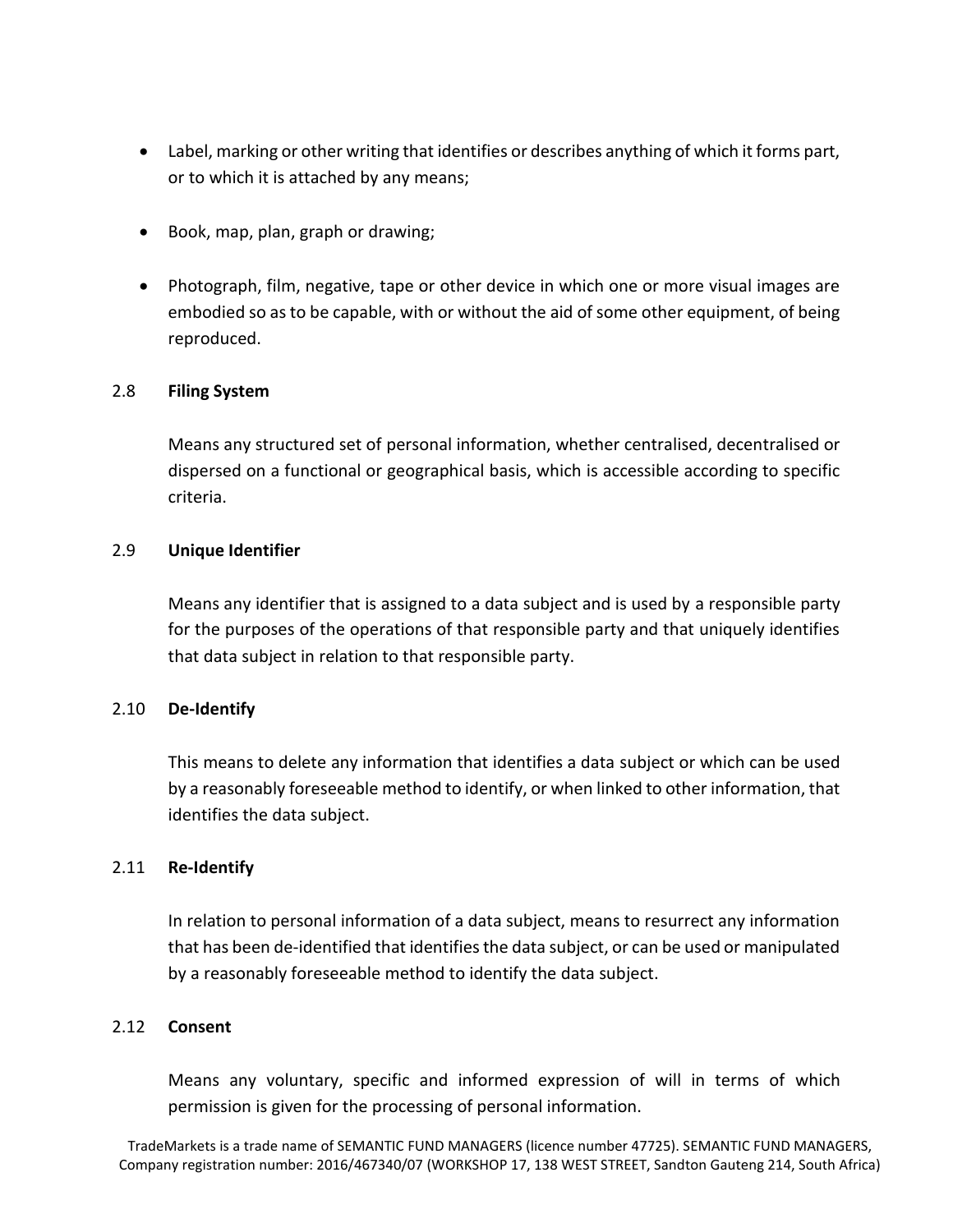- Label, marking or other writing that identifies or describes anything of which it forms part, or to which it is attached by any means;

- Book, map, plan, graph or drawing;

- Photograph, film, negative, tape or other device in which one or more visual images are embodied so as to be capable, with or without the aid of some other equipment, of being reproduced.

2.8 **Filing System**

Means any structured set of personal information, whether centralised, decentralised or dispersed on a functional or geographical basis, which is accessible according to specific criteria.

2.9 **Unique Identifier**

Means any identifier that is assigned to a data subject and is used by a responsible party for the purposes of the operations of that responsible party and that uniquely identifies that data subject in relation to that responsible party.

2.10 **De-Identify**

This means to delete any information that identifies a data subject or which can be used by a reasonably foreseeable method to identify, or when linked to other information, that identifies the data subject.

2.11 **Re-Identify**

In relation to personal information of a data subject, means to resurrect any information that has been de-identified that identifies the data subject, or can be used or manipulated by a reasonably foreseeable method to identify the data subject.

2.12 **Consent**

Means any voluntary, specific and informed expression of will in terms of which permission is given for the processing of personal information.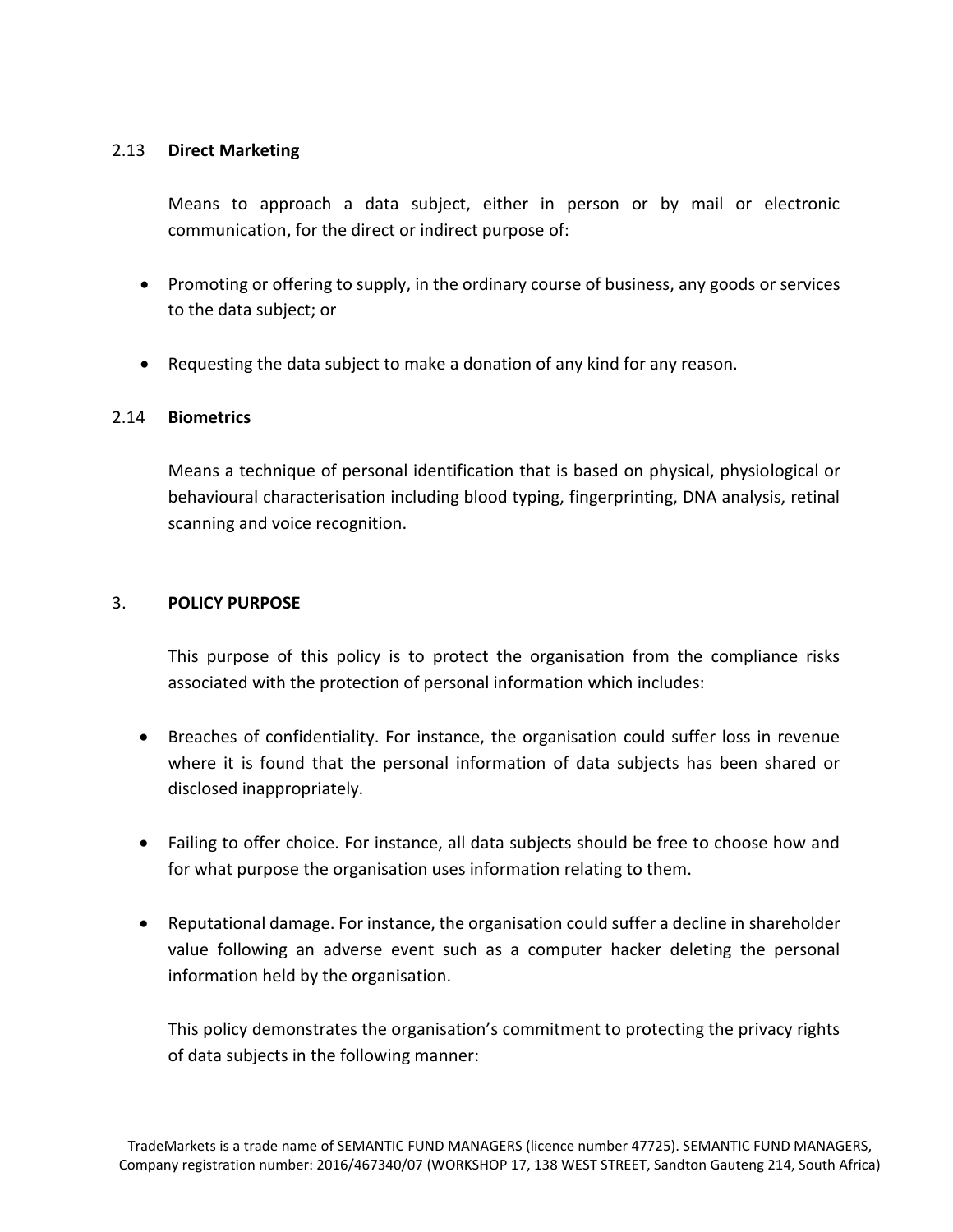### 2.13 **Direct Marketing**

Means to approach a data subject, either in person or by mail or electronic communication, for the direct or indirect purpose of:

- Promoting or offering to supply, in the ordinary course of business, any goods or services to the data subject; or
- Requesting the data subject to make a donation of any kind for any reason.

### 2.14 **Biometrics**

Means a technique of personal identification that is based on physical, physiological or behavioural characterisation including blood typing, fingerprinting, DNA analysis, retinal scanning and voice recognition.

## 3. **POLICY PURPOSE**

This purpose of this policy is to protect the organisation from the compliance risks associated with the protection of personal information which includes:

- Breaches of confidentiality. For instance, the organisation could suffer loss in revenue where it is found that the personal information of data subjects has been shared or disclosed inappropriately.
- Failing to offer choice. For instance, all data subjects should be free to choose how and for what purpose the organisation uses information relating to them.
- Reputational damage. For instance, the organisation could suffer a decline in shareholder value following an adverse event such as a computer hacker deleting the personal information held by the organisation.

This policy demonstrates the organisation's commitment to protecting the privacy rights of data subjects in the following manner: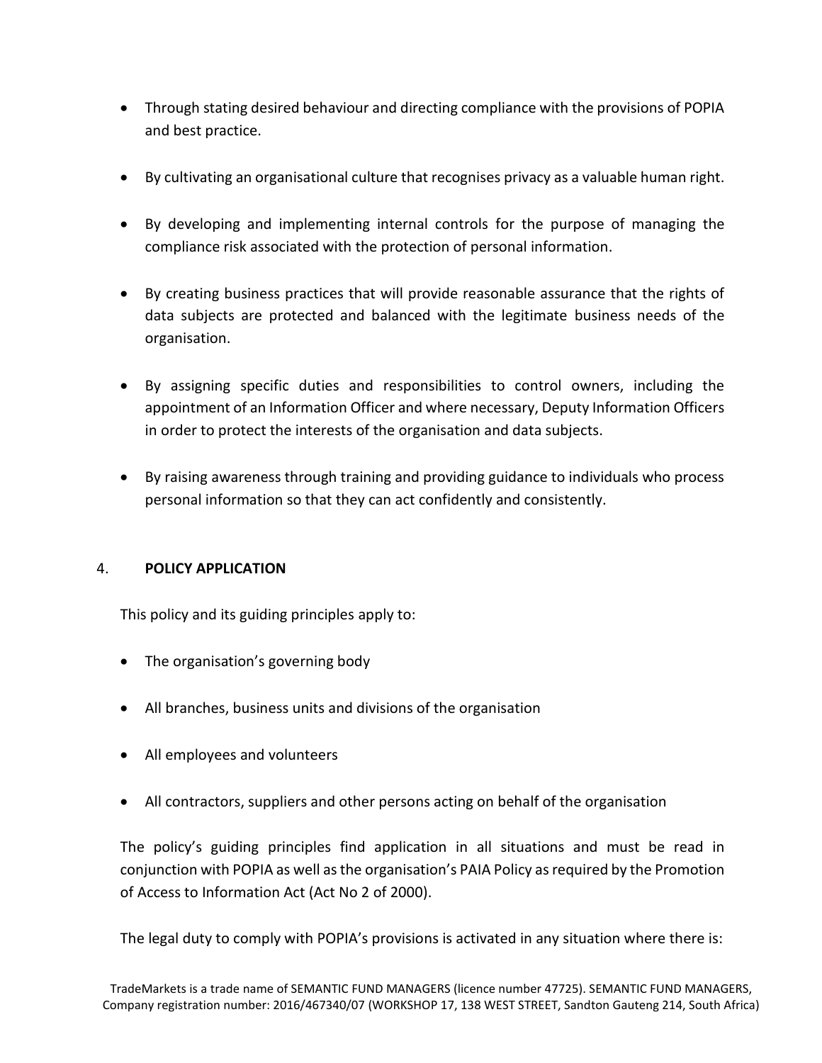- Through stating desired behaviour and directing compliance with the provisions of POPIA and best practice.
- By cultivating an organisational culture that recognises privacy as a valuable human right.
- By developing and implementing internal controls for the purpose of managing the compliance risk associated with the protection of personal information.
- By creating business practices that will provide reasonable assurance that the rights of data subjects are protected and balanced with the legitimate business needs of the organisation.
- By assigning specific duties and responsibilities to control owners, including the appointment of an Information Officer and where necessary, Deputy Information Officers in order to protect the interests of the organisation and data subjects.
- By raising awareness through training and providing guidance to individuals who process personal information so that they can act confidently and consistently.

## 4. POLICY APPLICATION

This policy and its guiding principles apply to:

- The organisation's governing body
- All branches, business units and divisions of the organisation
- All employees and volunteers
- All contractors, suppliers and other persons acting on behalf of the organisation

The policy's guiding principles find application in all situations and must be read in conjunction with POPIA as well as the organisation's PAIA Policy as required by the Promotion of Access to Information Act (Act No 2 of 2000).

The legal duty to comply with POPIA's provisions is activated in any situation where there is: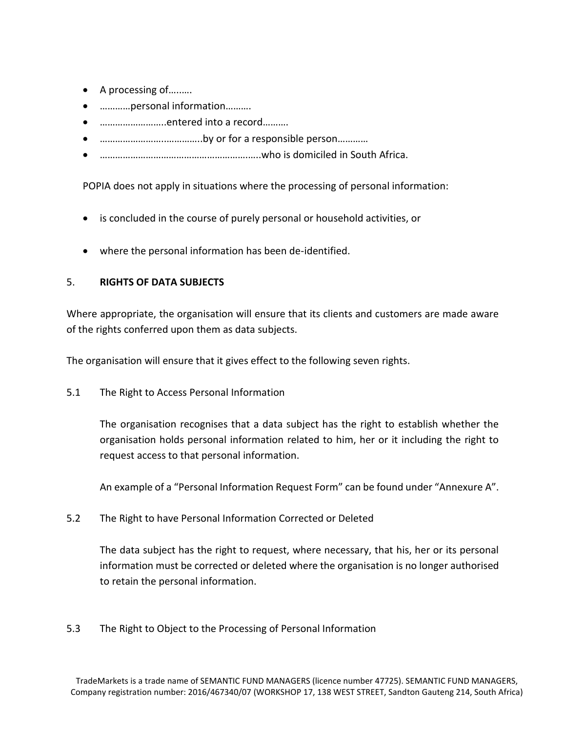- A processing of……..
- …………personal information……….
- ……………………..entered into a record……….
- ………………….……………..by or for a responsible person…………
- ……………………………………………………..who is domiciled in South Africa.

POPIA does not apply in situations where the processing of personal information:

- is concluded in the course of purely personal or household activities, or
- where the personal information has been de-identified.

## 5. RIGHTS OF DATA SUBJECTS

Where appropriate, the organisation will ensure that its clients and customers are made aware of the rights conferred upon them as data subjects.

The organisation will ensure that it gives effect to the following seven rights.

### 5.1 The Right to Access Personal Information

The organisation recognises that a data subject has the right to establish whether the organisation holds personal information related to him, her or it including the right to request access to that personal information.

An example of a "Personal Information Request Form" can be found under "Annexure A".

### 5.2 The Right to have Personal Information Corrected or Deleted

The data subject has the right to request, where necessary, that his, her or its personal information must be corrected or deleted where the organisation is no longer authorised to retain the personal information.

### 5.3 The Right to Object to the Processing of Personal Information

TradeMarkets is a trade name of SEMANTIC FUND MANAGERS (licence number 47725). SEMANTIC FUND MANAGERS, Company registration number: 2016/467340/07 (WORKSHOP 17, 138 WEST STREET, Sandton Gauteng 214, South Africa)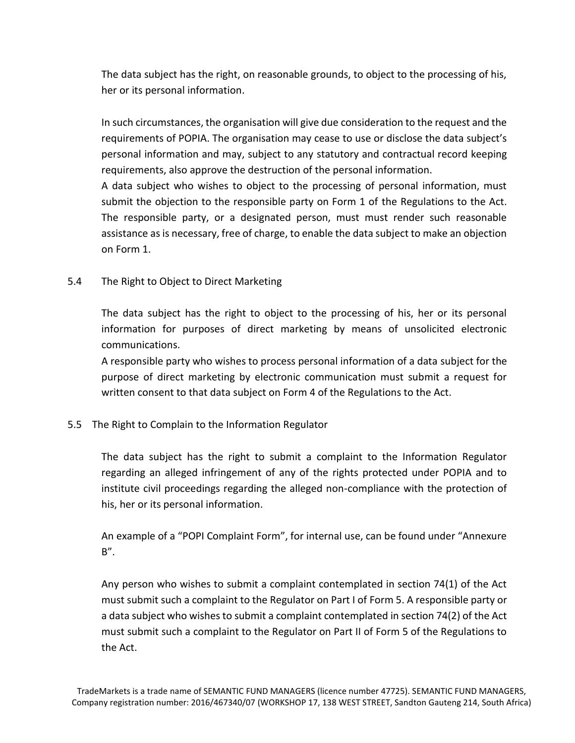The data subject has the right, on reasonable grounds, to object to the processing of his, her or its personal information.

In such circumstances, the organisation will give due consideration to the request and the requirements of POPIA. The organisation may cease to use or disclose the data subject's personal information and may, subject to any statutory and contractual record keeping requirements, also approve the destruction of the personal information.
A data subject who wishes to object to the processing of personal information, must submit the objection to the responsible party on Form 1 of the Regulations to the Act. The responsible party, or a designated person, must must render such reasonable assistance as is necessary, free of charge, to enable the data subject to make an objection on Form 1.

### 5.4 The Right to Object to Direct Marketing

The data subject has the right to object to the processing of his, her or its personal information for purposes of direct marketing by means of unsolicited electronic communications.
A responsible party who wishes to process personal information of a data subject for the purpose of direct marketing by electronic communication must submit a request for written consent to that data subject on Form 4 of the Regulations to the Act.

### 5.5 The Right to Complain to the Information Regulator

The data subject has the right to submit a complaint to the Information Regulator regarding an alleged infringement of any of the rights protected under POPIA and to institute civil proceedings regarding the alleged non-compliance with the protection of his, her or its personal information.

An example of a "POPI Complaint Form", for internal use, can be found under "Annexure B".

Any person who wishes to submit a complaint contemplated in section 74(1) of the Act must submit such a complaint to the Regulator on Part I of Form 5. A responsible party or a data subject who wishes to submit a complaint contemplated in section 74(2) of the Act must submit such a complaint to the Regulator on Part II of Form 5 of the Regulations to the Act.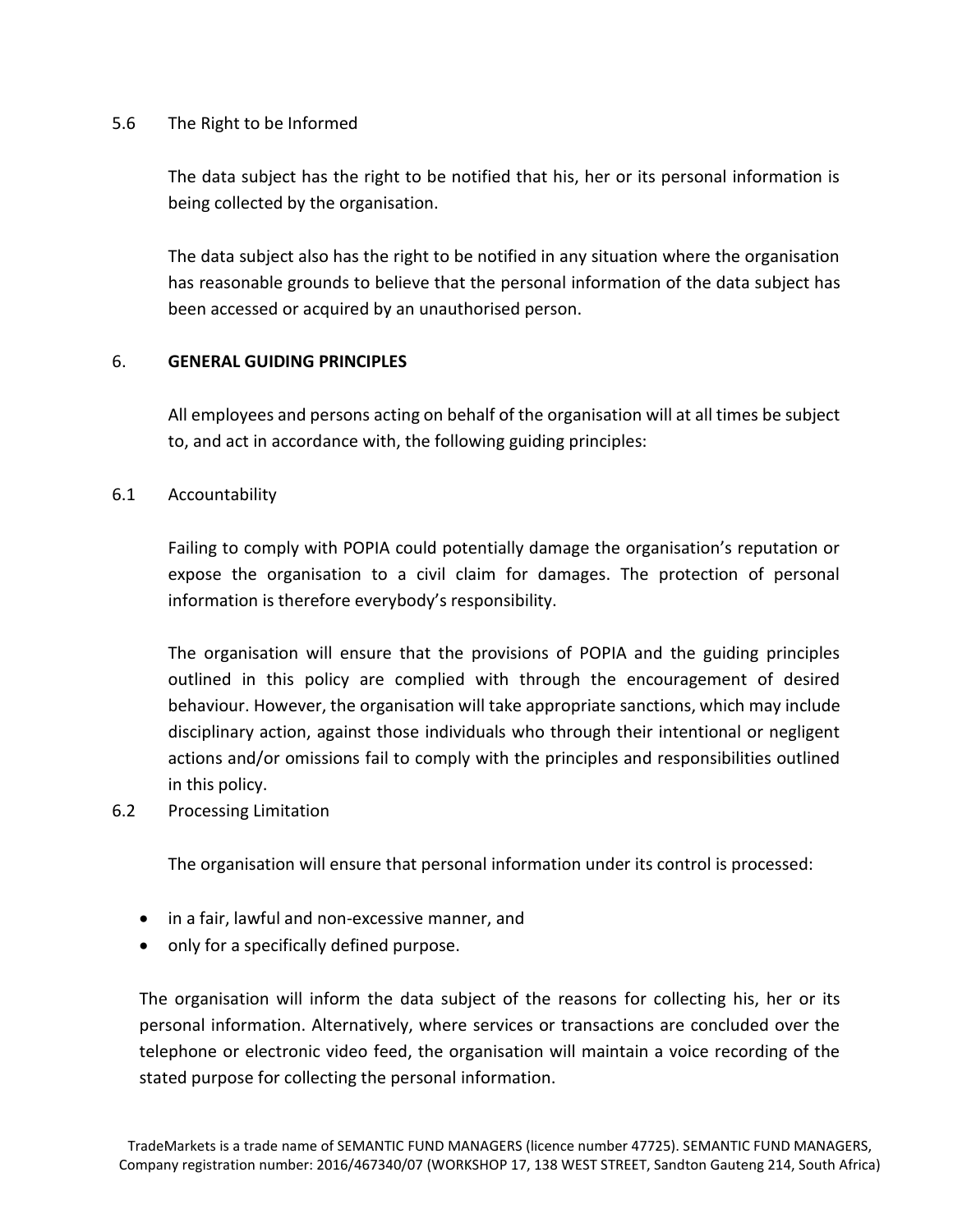### 5.6 The Right to be Informed

The data subject has the right to be notified that his, her or its personal information is being collected by the organisation.

The data subject also has the right to be notified in any situation where the organisation has reasonable grounds to believe that the personal information of the data subject has been accessed or acquired by an unauthorised person.

## 6. GENERAL GUIDING PRINCIPLES

All employees and persons acting on behalf of the organisation will at all times be subject to, and act in accordance with, the following guiding principles:

### 6.1 Accountability

Failing to comply with POPIA could potentially damage the organisation's reputation or expose the organisation to a civil claim for damages. The protection of personal information is therefore everybody's responsibility.

The organisation will ensure that the provisions of POPIA and the guiding principles outlined in this policy are complied with through the encouragement of desired behaviour. However, the organisation will take appropriate sanctions, which may include disciplinary action, against those individuals who through their intentional or negligent actions and/or omissions fail to comply with the principles and responsibilities outlined in this policy.

### 6.2 Processing Limitation

The organisation will ensure that personal information under its control is processed:

- in a fair, lawful and non-excessive manner, and
- only for a specifically defined purpose.

The organisation will inform the data subject of the reasons for collecting his, her or its personal information. Alternatively, where services or transactions are concluded over the telephone or electronic video feed, the organisation will maintain a voice recording of the stated purpose for collecting the personal information.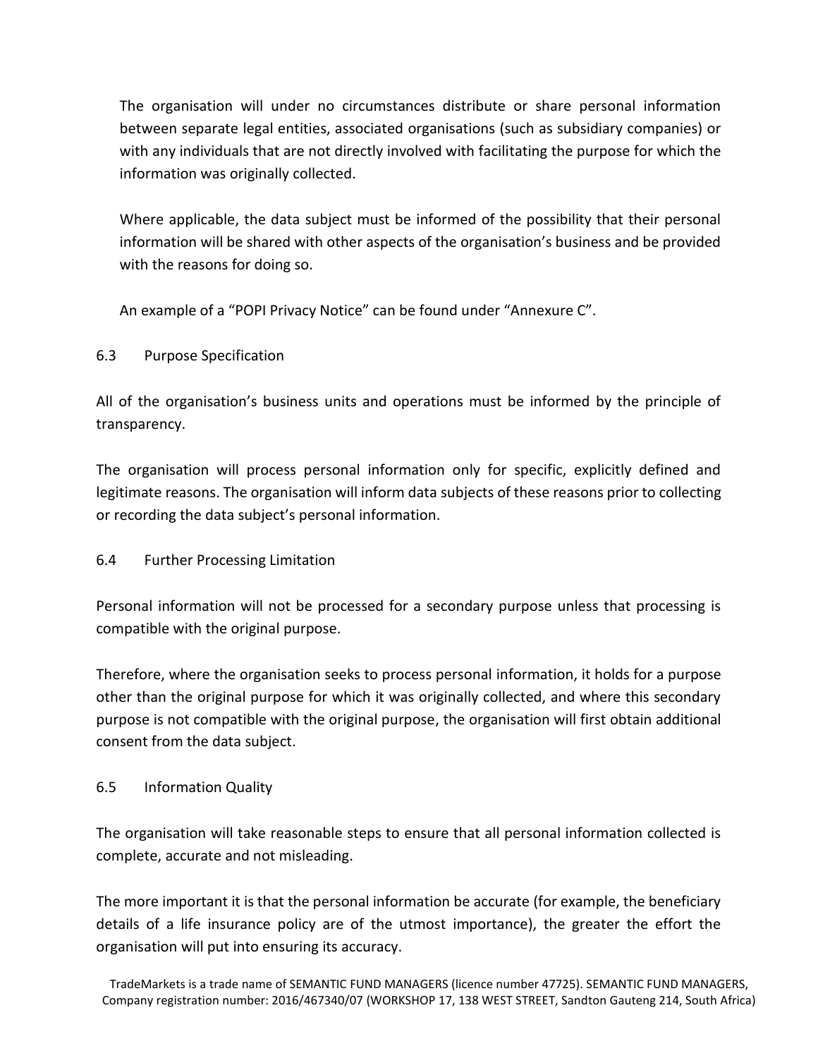The organisation will under no circumstances distribute or share personal information between separate legal entities, associated organisations (such as subsidiary companies) or with any individuals that are not directly involved with facilitating the purpose for which the information was originally collected.

Where applicable, the data subject must be informed of the possibility that their personal information will be shared with other aspects of the organisation's business and be provided with the reasons for doing so.

An example of a "POPI Privacy Notice" can be found under "Annexure C".

### 6.3 Purpose Specification

All of the organisation's business units and operations must be informed by the principle of transparency.

The organisation will process personal information only for specific, explicitly defined and legitimate reasons. The organisation will inform data subjects of these reasons prior to collecting or recording the data subject's personal information.

### 6.4 Further Processing Limitation

Personal information will not be processed for a secondary purpose unless that processing is compatible with the original purpose.

Therefore, where the organisation seeks to process personal information, it holds for a purpose other than the original purpose for which it was originally collected, and where this secondary purpose is not compatible with the original purpose, the organisation will first obtain additional consent from the data subject.

### 6.5 Information Quality

The organisation will take reasonable steps to ensure that all personal information collected is complete, accurate and not misleading.

The more important it is that the personal information be accurate (for example, the beneficiary details of a life insurance policy are of the utmost importance), the greater the effort the organisation will put into ensuring its accuracy.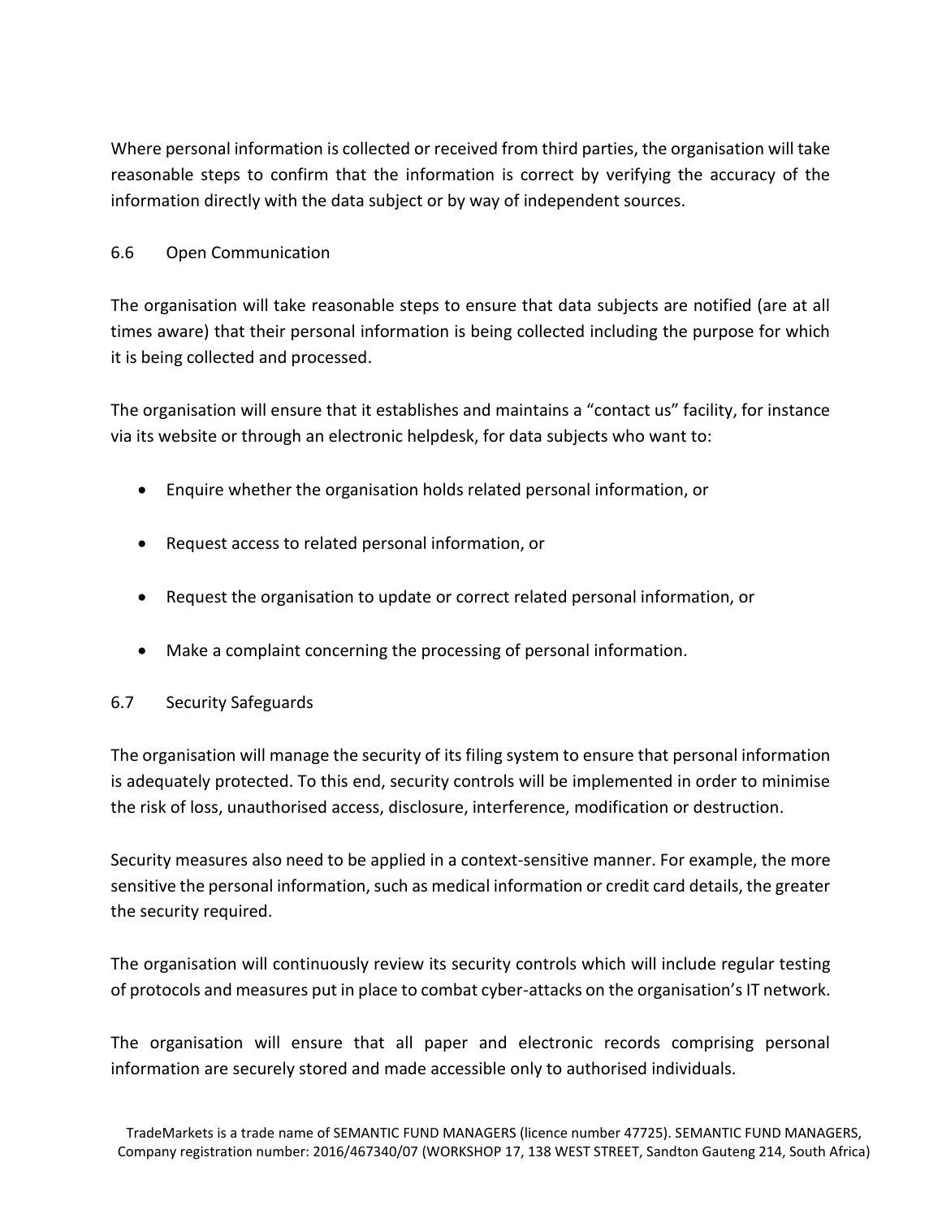Where personal information is collected or received from third parties, the organisation will take reasonable steps to confirm that the information is correct by verifying the accuracy of the information directly with the data subject or by way of independent sources.

## 6.6 Open Communication

The organisation will take reasonable steps to ensure that data subjects are notified (are at all times aware) that their personal information is being collected including the purpose for which it is being collected and processed.

The organisation will ensure that it establishes and maintains a "contact us" facility, for instance via its website or through an electronic helpdesk, for data subjects who want to:

- Enquire whether the organisation holds related personal information, or
- Request access to related personal information, or
- Request the organisation to update or correct related personal information, or
- Make a complaint concerning the processing of personal information.

## 6.7 Security Safeguards

The organisation will manage the security of its filing system to ensure that personal information is adequately protected. To this end, security controls will be implemented in order to minimise the risk of loss, unauthorised access, disclosure, interference, modification or destruction.

Security measures also need to be applied in a context-sensitive manner. For example, the more sensitive the personal information, such as medical information or credit card details, the greater the security required.

The organisation will continuously review its security controls which will include regular testing of protocols and measures put in place to combat cyber-attacks on the organisation's IT network.

The organisation will ensure that all paper and electronic records comprising personal information are securely stored and made accessible only to authorised individuals.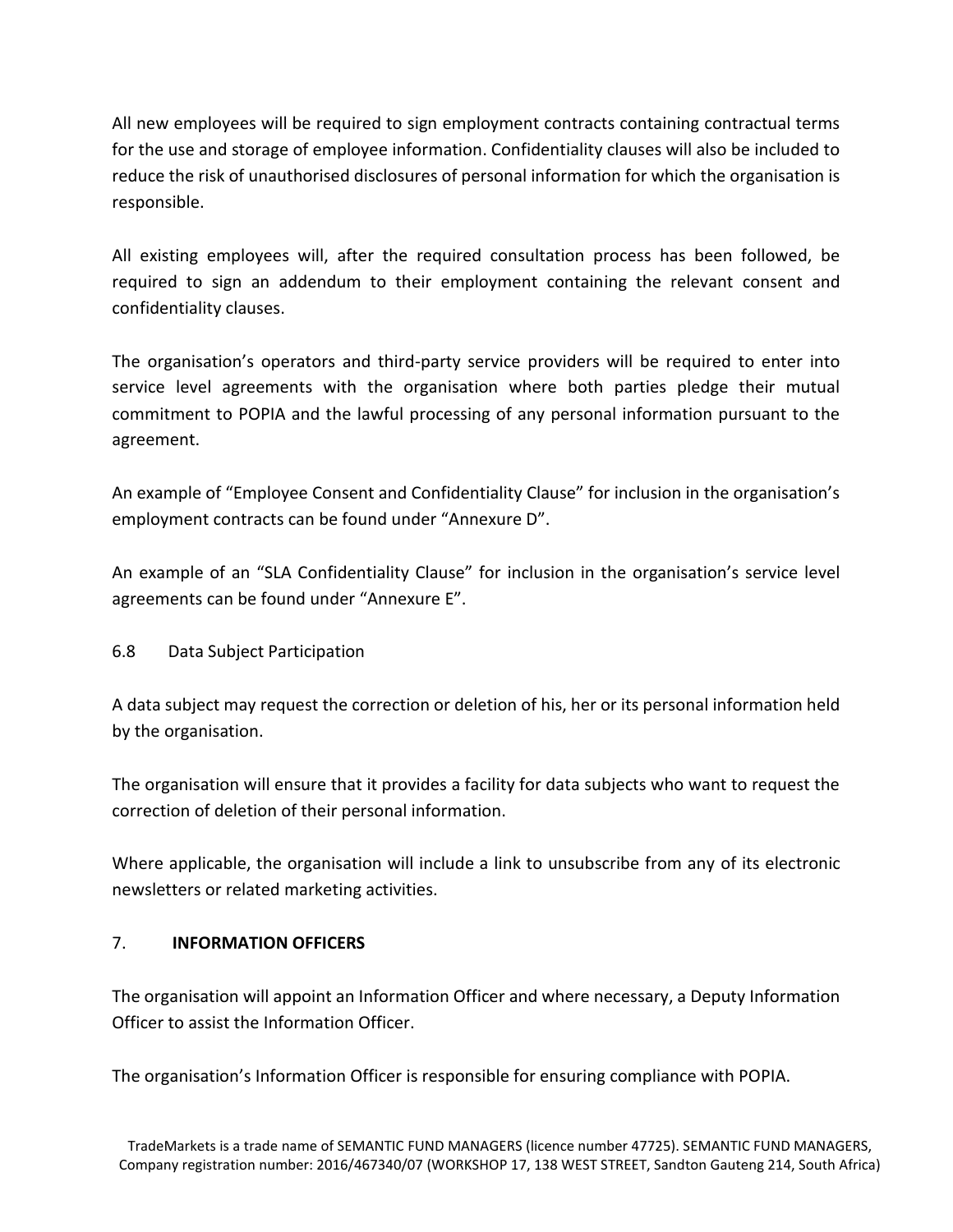All new employees will be required to sign employment contracts containing contractual terms for the use and storage of employee information. Confidentiality clauses will also be included to reduce the risk of unauthorised disclosures of personal information for which the organisation is responsible.

All existing employees will, after the required consultation process has been followed, be required to sign an addendum to their employment containing the relevant consent and confidentiality clauses.

The organisation's operators and third-party service providers will be required to enter into service level agreements with the organisation where both parties pledge their mutual commitment to POPIA and the lawful processing of any personal information pursuant to the agreement.

An example of "Employee Consent and Confidentiality Clause" for inclusion in the organisation's employment contracts can be found under "Annexure D".

An example of an "SLA Confidentiality Clause" for inclusion in the organisation's service level agreements can be found under "Annexure E".

### 6.8 Data Subject Participation

A data subject may request the correction or deletion of his, her or its personal information held by the organisation.

The organisation will ensure that it provides a facility for data subjects who want to request the correction of deletion of their personal information.

Where applicable, the organisation will include a link to unsubscribe from any of its electronic newsletters or related marketing activities.

## 7. **INFORMATION OFFICERS**

The organisation will appoint an Information Officer and where necessary, a Deputy Information Officer to assist the Information Officer.

The organisation's Information Officer is responsible for ensuring compliance with POPIA.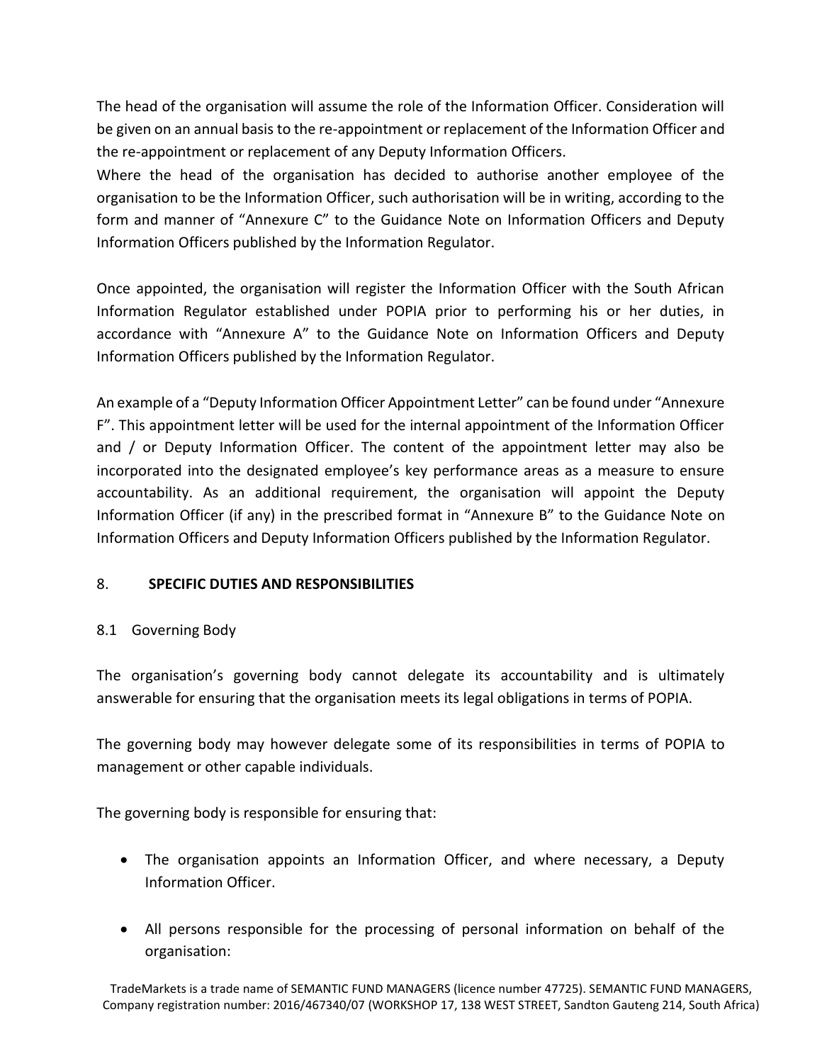The head of the organisation will assume the role of the Information Officer. Consideration will be given on an annual basis to the re-appointment or replacement of the Information Officer and the re-appointment or replacement of any Deputy Information Officers.

Where the head of the organisation has decided to authorise another employee of the organisation to be the Information Officer, such authorisation will be in writing, according to the form and manner of "Annexure C" to the Guidance Note on Information Officers and Deputy Information Officers published by the Information Regulator.

Once appointed, the organisation will register the Information Officer with the South African Information Regulator established under POPIA prior to performing his or her duties, in accordance with "Annexure A" to the Guidance Note on Information Officers and Deputy Information Officers published by the Information Regulator.

An example of a "Deputy Information Officer Appointment Letter" can be found under "Annexure F". This appointment letter will be used for the internal appointment of the Information Officer and / or Deputy Information Officer. The content of the appointment letter may also be incorporated into the designated employee's key performance areas as a measure to ensure accountability. As an additional requirement, the organisation will appoint the Deputy Information Officer (if any) in the prescribed format in "Annexure B" to the Guidance Note on Information Officers and Deputy Information Officers published by the Information Regulator.

## 8. SPECIFIC DUTIES AND RESPONSIBILITIES

### 8.1 Governing Body

The organisation's governing body cannot delegate its accountability and is ultimately answerable for ensuring that the organisation meets its legal obligations in terms of POPIA.

The governing body may however delegate some of its responsibilities in terms of POPIA to management or other capable individuals.

The governing body is responsible for ensuring that:

- The organisation appoints an Information Officer, and where necessary, a Deputy Information Officer.
- All persons responsible for the processing of personal information on behalf of the organisation: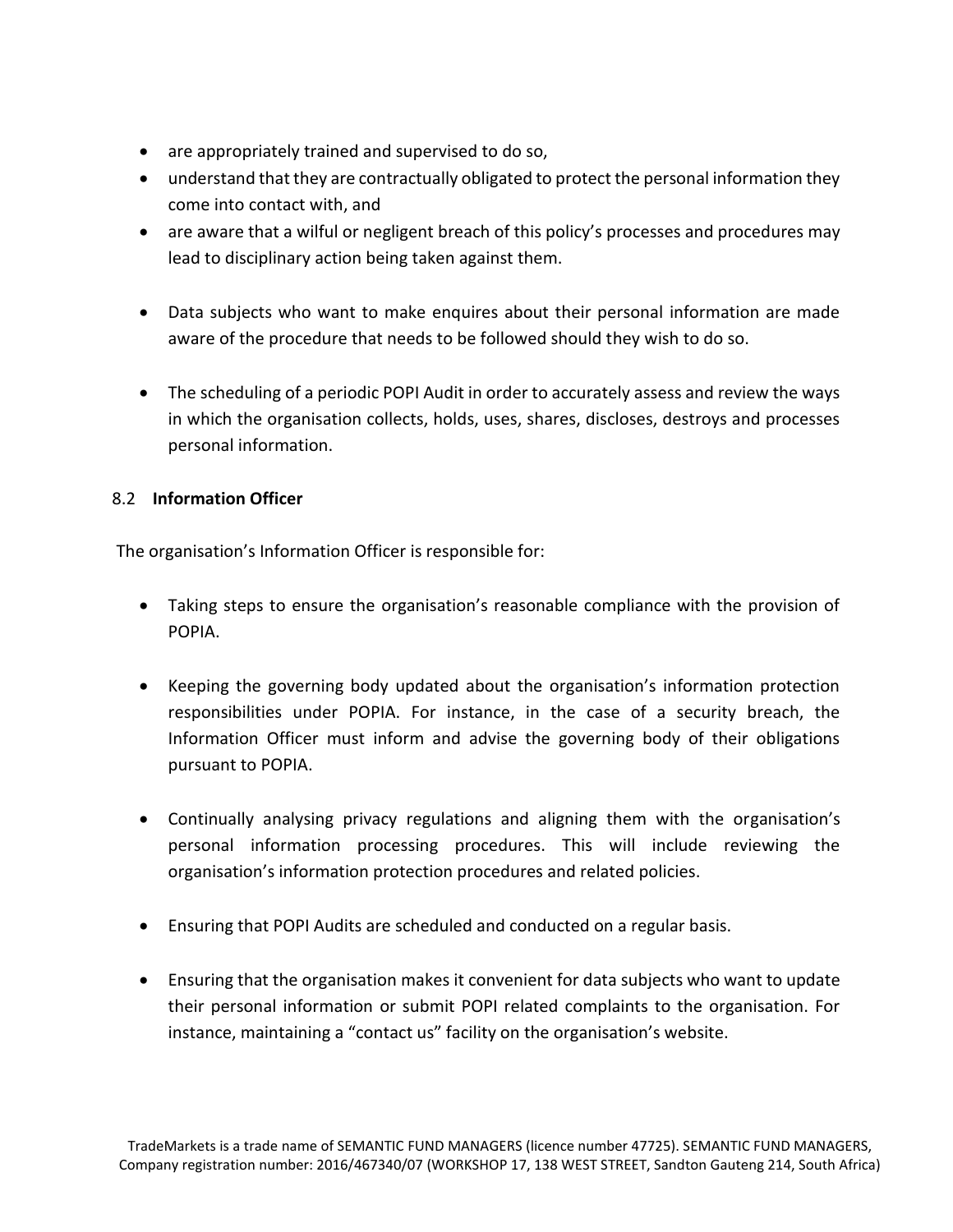- are appropriately trained and supervised to do so,
- understand that they are contractually obligated to protect the personal information they come into contact with, and
- are aware that a wilful or negligent breach of this policy's processes and procedures may lead to disciplinary action being taken against them.

- Data subjects who want to make enquires about their personal information are made aware of the procedure that needs to be followed should they wish to do so.

- The scheduling of a periodic POPI Audit in order to accurately assess and review the ways in which the organisation collects, holds, uses, shares, discloses, destroys and processes personal information.

### 8.2 Information Officer

The organisation's Information Officer is responsible for:

- Taking steps to ensure the organisation's reasonable compliance with the provision of POPIA.

- Keeping the governing body updated about the organisation's information protection responsibilities under POPIA. For instance, in the case of a security breach, the Information Officer must inform and advise the governing body of their obligations pursuant to POPIA.

- Continually analysing privacy regulations and aligning them with the organisation's personal information processing procedures. This will include reviewing the organisation's information protection procedures and related policies.

- Ensuring that POPI Audits are scheduled and conducted on a regular basis.

- Ensuring that the organisation makes it convenient for data subjects who want to update their personal information or submit POPI related complaints to the organisation. For instance, maintaining a "contact us" facility on the organisation's website.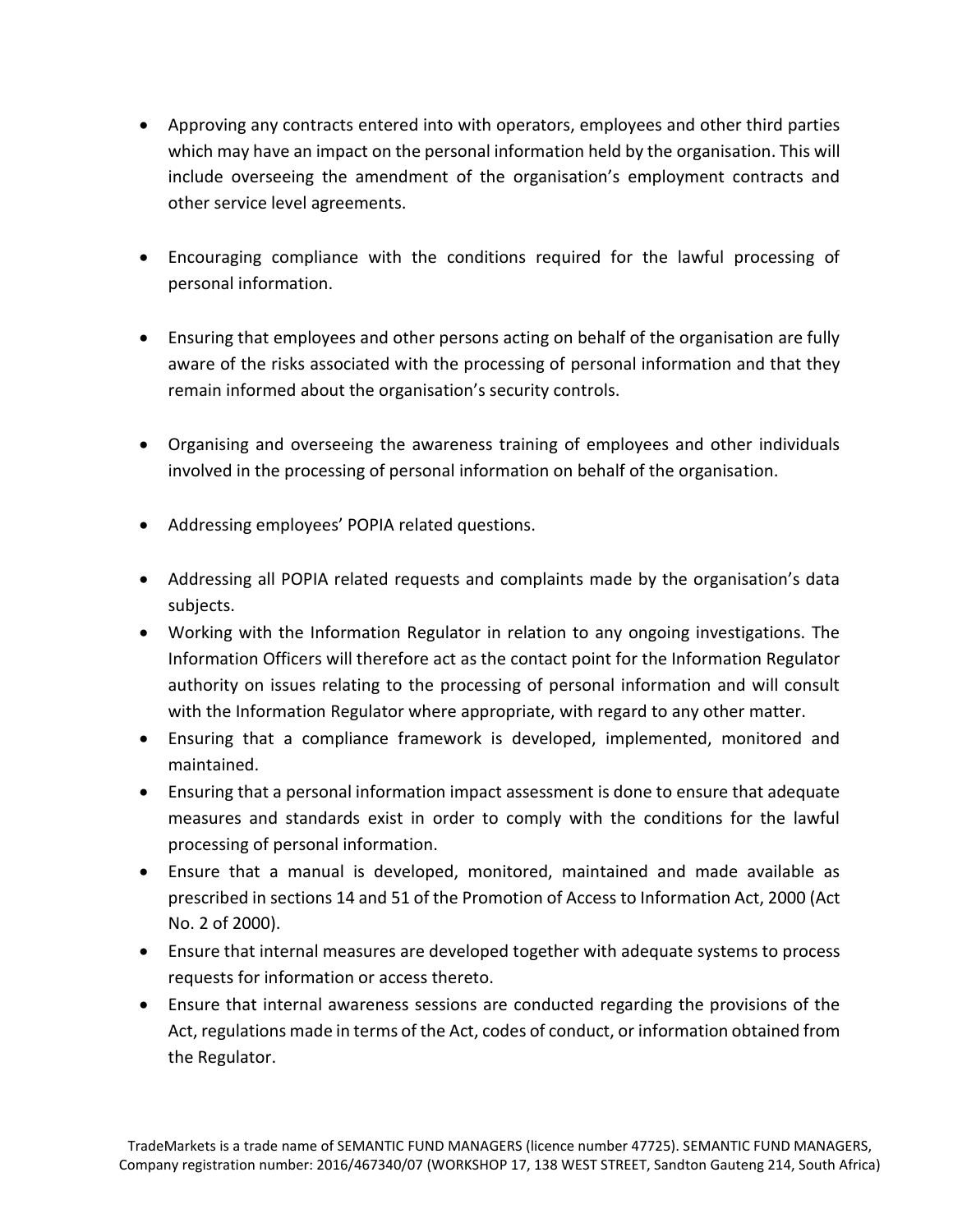- Approving any contracts entered into with operators, employees and other third parties which may have an impact on the personal information held by the organisation. This will include overseeing the amendment of the organisation's employment contracts and other service level agreements.

- Encouraging compliance with the conditions required for the lawful processing of personal information.

- Ensuring that employees and other persons acting on behalf of the organisation are fully aware of the risks associated with the processing of personal information and that they remain informed about the organisation's security controls.

- Organising and overseeing the awareness training of employees and other individuals involved in the processing of personal information on behalf of the organisation.

- Addressing employees' POPIA related questions.

- Addressing all POPIA related requests and complaints made by the organisation's data subjects.
- Working with the Information Regulator in relation to any ongoing investigations. The Information Officers will therefore act as the contact point for the Information Regulator authority on issues relating to the processing of personal information and will consult with the Information Regulator where appropriate, with regard to any other matter.
- Ensuring that a compliance framework is developed, implemented, monitored and maintained.
- Ensuring that a personal information impact assessment is done to ensure that adequate measures and standards exist in order to comply with the conditions for the lawful processing of personal information.
- Ensure that a manual is developed, monitored, maintained and made available as prescribed in sections 14 and 51 of the Promotion of Access to Information Act, 2000 (Act No. 2 of 2000).
- Ensure that internal measures are developed together with adequate systems to process requests for information or access thereto.
- Ensure that internal awareness sessions are conducted regarding the provisions of the Act, regulations made in terms of the Act, codes of conduct, or information obtained from the Regulator.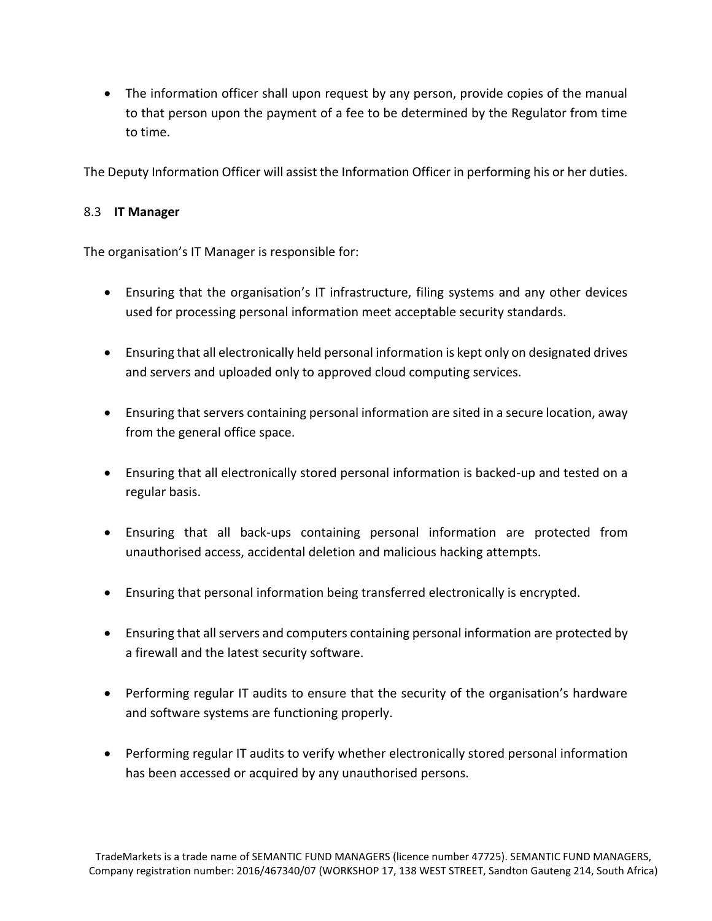- The information officer shall upon request by any person, provide copies of the manual to that person upon the payment of a fee to be determined by the Regulator from time to time.

The Deputy Information Officer will assist the Information Officer in performing his or her duties.

### 8.3 IT Manager

The organisation's IT Manager is responsible for:

- Ensuring that the organisation's IT infrastructure, filing systems and any other devices used for processing personal information meet acceptable security standards.
- Ensuring that all electronically held personal information is kept only on designated drives and servers and uploaded only to approved cloud computing services.
- Ensuring that servers containing personal information are sited in a secure location, away from the general office space.
- Ensuring that all electronically stored personal information is backed-up and tested on a regular basis.
- Ensuring that all back-ups containing personal information are protected from unauthorised access, accidental deletion and malicious hacking attempts.
- Ensuring that personal information being transferred electronically is encrypted.
- Ensuring that all servers and computers containing personal information are protected by a firewall and the latest security software.
- Performing regular IT audits to ensure that the security of the organisation's hardware and software systems are functioning properly.
- Performing regular IT audits to verify whether electronically stored personal information has been accessed or acquired by any unauthorised persons.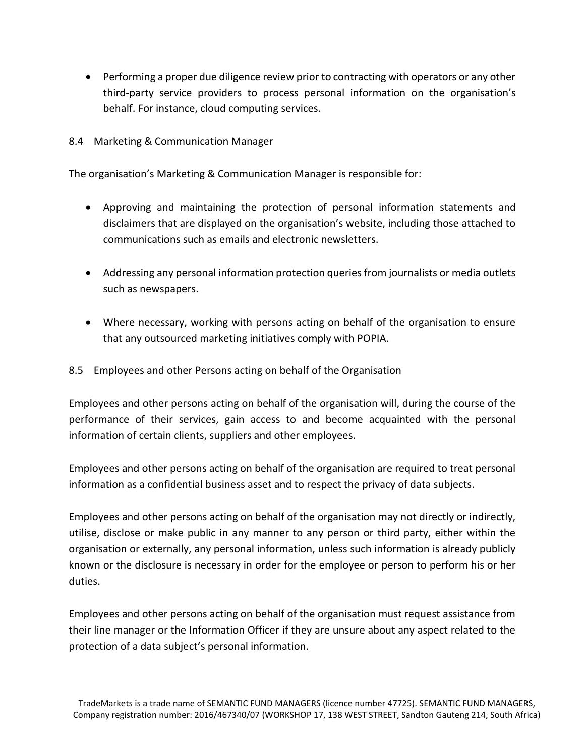- Performing a proper due diligence review prior to contracting with operators or any other third-party service providers to process personal information on the organisation's behalf. For instance, cloud computing services.

### 8.4 Marketing & Communication Manager

The organisation's Marketing & Communication Manager is responsible for:

- Approving and maintaining the protection of personal information statements and disclaimers that are displayed on the organisation's website, including those attached to communications such as emails and electronic newsletters.
- Addressing any personal information protection queries from journalists or media outlets such as newspapers.
- Where necessary, working with persons acting on behalf of the organisation to ensure that any outsourced marketing initiatives comply with POPIA.

### 8.5 Employees and other Persons acting on behalf of the Organisation

Employees and other persons acting on behalf of the organisation will, during the course of the performance of their services, gain access to and become acquainted with the personal information of certain clients, suppliers and other employees.

Employees and other persons acting on behalf of the organisation are required to treat personal information as a confidential business asset and to respect the privacy of data subjects.

Employees and other persons acting on behalf of the organisation may not directly or indirectly, utilise, disclose or make public in any manner to any person or third party, either within the organisation or externally, any personal information, unless such information is already publicly known or the disclosure is necessary in order for the employee or person to perform his or her duties.

Employees and other persons acting on behalf of the organisation must request assistance from their line manager or the Information Officer if they are unsure about any aspect related to the protection of a data subject's personal information.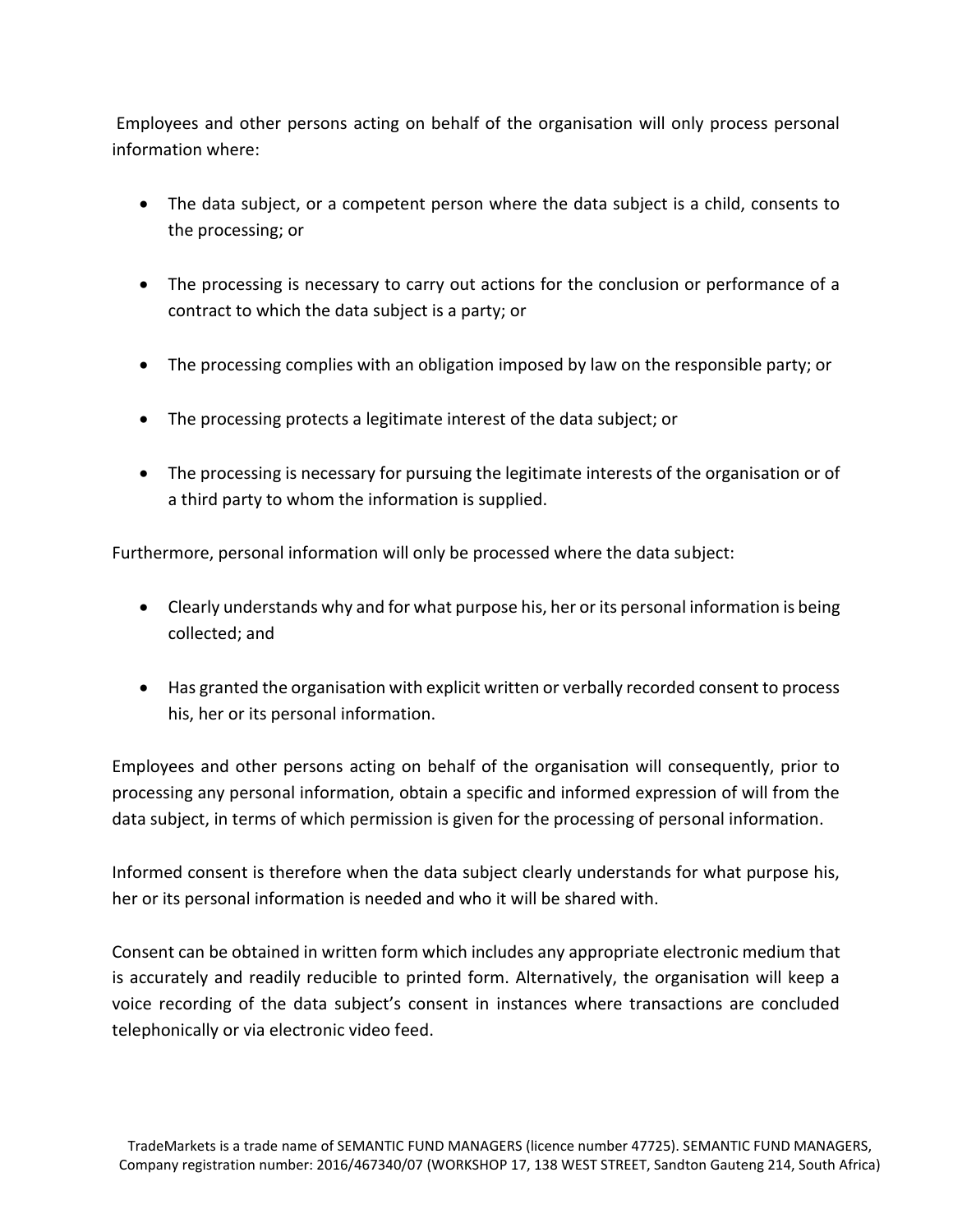Employees and other persons acting on behalf of the organisation will only process personal information where:

- The data subject, or a competent person where the data subject is a child, consents to the processing; or
- The processing is necessary to carry out actions for the conclusion or performance of a contract to which the data subject is a party; or
- The processing complies with an obligation imposed by law on the responsible party; or
- The processing protects a legitimate interest of the data subject; or
- The processing is necessary for pursuing the legitimate interests of the organisation or of a third party to whom the information is supplied.

Furthermore, personal information will only be processed where the data subject:

- Clearly understands why and for what purpose his, her or its personal information is being collected; and
- Has granted the organisation with explicit written or verbally recorded consent to process his, her or its personal information.

Employees and other persons acting on behalf of the organisation will consequently, prior to processing any personal information, obtain a specific and informed expression of will from the data subject, in terms of which permission is given for the processing of personal information.

Informed consent is therefore when the data subject clearly understands for what purpose his, her or its personal information is needed and who it will be shared with.

Consent can be obtained in written form which includes any appropriate electronic medium that is accurately and readily reducible to printed form. Alternatively, the organisation will keep a voice recording of the data subject's consent in instances where transactions are concluded telephonically or via electronic video feed.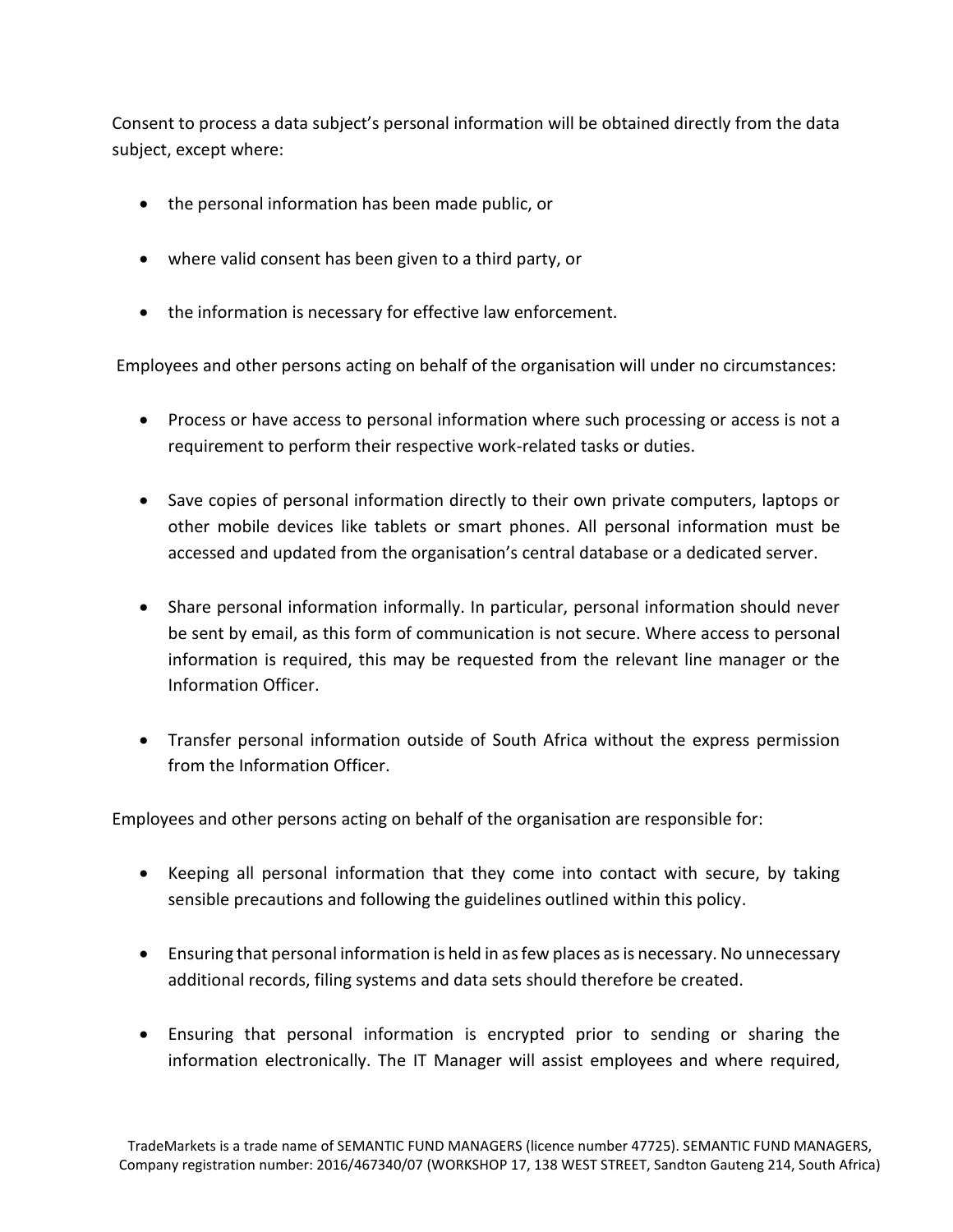Consent to process a data subject's personal information will be obtained directly from the data subject, except where:

- the personal information has been made public, or
- where valid consent has been given to a third party, or
- the information is necessary for effective law enforcement.

Employees and other persons acting on behalf of the organisation will under no circumstances:

- Process or have access to personal information where such processing or access is not a requirement to perform their respective work-related tasks or duties.
- Save copies of personal information directly to their own private computers, laptops or other mobile devices like tablets or smart phones. All personal information must be accessed and updated from the organisation's central database or a dedicated server.
- Share personal information informally. In particular, personal information should never be sent by email, as this form of communication is not secure. Where access to personal information is required, this may be requested from the relevant line manager or the Information Officer.
- Transfer personal information outside of South Africa without the express permission from the Information Officer.

Employees and other persons acting on behalf of the organisation are responsible for:

- Keeping all personal information that they come into contact with secure, by taking sensible precautions and following the guidelines outlined within this policy.
- Ensuring that personal information is held in as few places as is necessary. No unnecessary additional records, filing systems and data sets should therefore be created.
- Ensuring that personal information is encrypted prior to sending or sharing the information electronically. The IT Manager will assist employees and where required,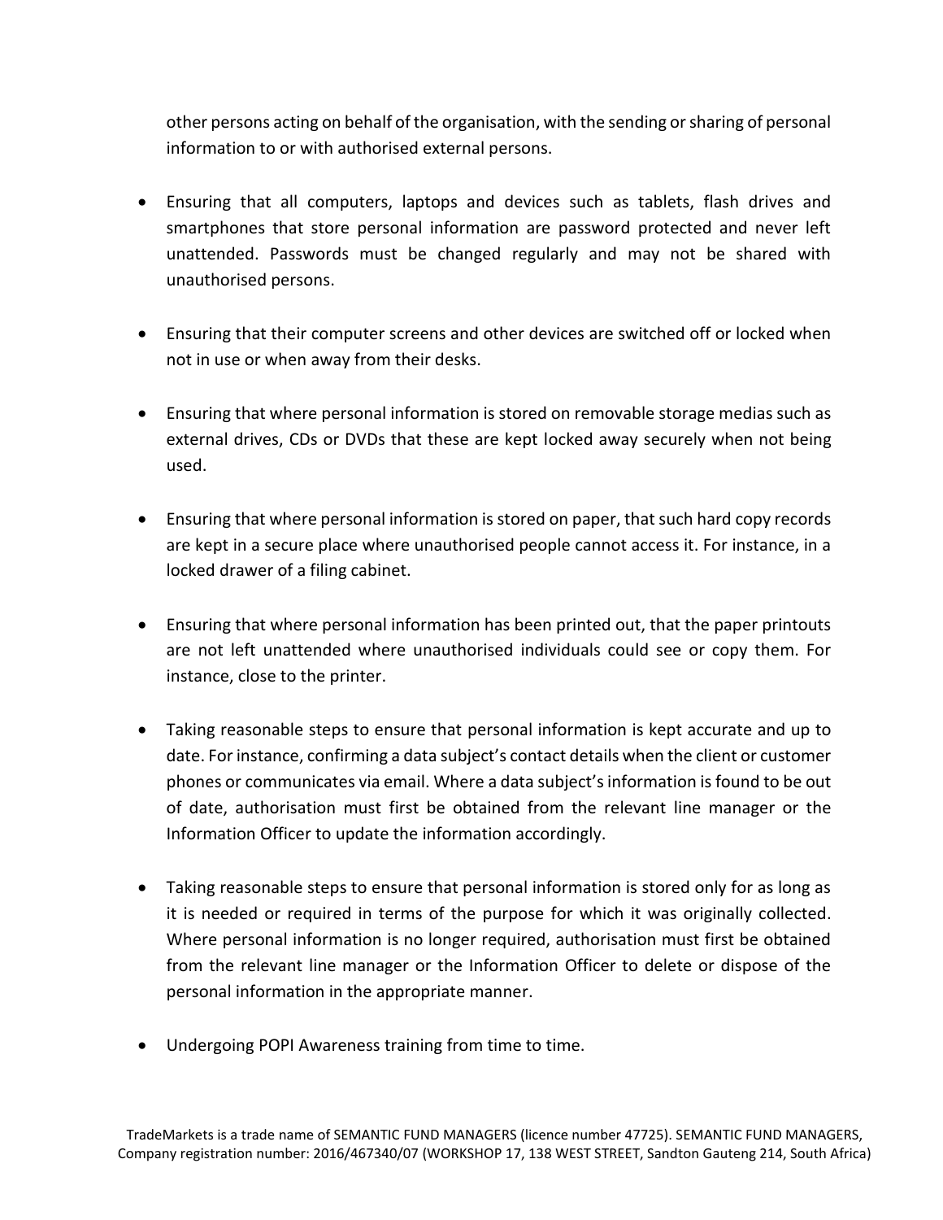other persons acting on behalf of the organisation, with the sending or sharing of personal information to or with authorised external persons.

- Ensuring that all computers, laptops and devices such as tablets, flash drives and smartphones that store personal information are password protected and never left unattended. Passwords must be changed regularly and may not be shared with unauthorised persons.

- Ensuring that their computer screens and other devices are switched off or locked when not in use or when away from their desks.

- Ensuring that where personal information is stored on removable storage medias such as external drives, CDs or DVDs that these are kept locked away securely when not being used.

- Ensuring that where personal information is stored on paper, that such hard copy records are kept in a secure place where unauthorised people cannot access it. For instance, in a locked drawer of a filing cabinet.

- Ensuring that where personal information has been printed out, that the paper printouts are not left unattended where unauthorised individuals could see or copy them. For instance, close to the printer.

- Taking reasonable steps to ensure that personal information is kept accurate and up to date. For instance, confirming a data subject's contact details when the client or customer phones or communicates via email. Where a data subject's information is found to be out of date, authorisation must first be obtained from the relevant line manager or the Information Officer to update the information accordingly.

- Taking reasonable steps to ensure that personal information is stored only for as long as it is needed or required in terms of the purpose for which it was originally collected. Where personal information is no longer required, authorisation must first be obtained from the relevant line manager or the Information Officer to delete or dispose of the personal information in the appropriate manner.

- Undergoing POPI Awareness training from time to time.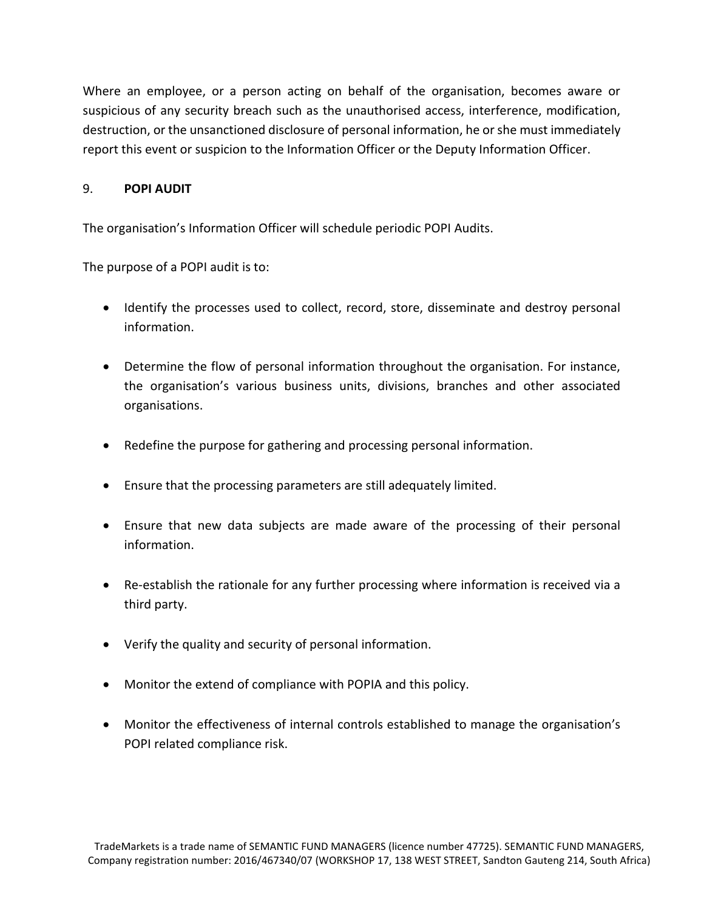Where an employee, or a person acting on behalf of the organisation, becomes aware or suspicious of any security breach such as the unauthorised access, interference, modification, destruction, or the unsanctioned disclosure of personal information, he or she must immediately report this event or suspicion to the Information Officer or the Deputy Information Officer.

## 9. **POPI AUDIT**

The organisation's Information Officer will schedule periodic POPI Audits.

The purpose of a POPI audit is to:

- Identify the processes used to collect, record, store, disseminate and destroy personal information.
- Determine the flow of personal information throughout the organisation. For instance, the organisation's various business units, divisions, branches and other associated organisations.
- Redefine the purpose for gathering and processing personal information.
- Ensure that the processing parameters are still adequately limited.
- Ensure that new data subjects are made aware of the processing of their personal information.
- Re-establish the rationale for any further processing where information is received via a third party.
- Verify the quality and security of personal information.
- Monitor the extend of compliance with POPIA and this policy.
- Monitor the effectiveness of internal controls established to manage the organisation's POPI related compliance risk.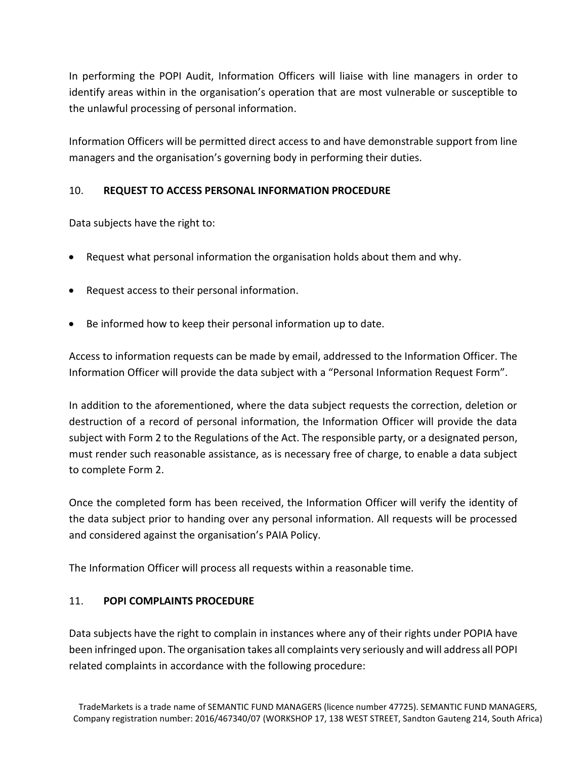In performing the POPI Audit, Information Officers will liaise with line managers in order to identify areas within in the organisation's operation that are most vulnerable or susceptible to the unlawful processing of personal information.

Information Officers will be permitted direct access to and have demonstrable support from line managers and the organisation's governing body in performing their duties.

## 10. REQUEST TO ACCESS PERSONAL INFORMATION PROCEDURE

Data subjects have the right to:

- Request what personal information the organisation holds about them and why.
- Request access to their personal information.
- Be informed how to keep their personal information up to date.

Access to information requests can be made by email, addressed to the Information Officer. The Information Officer will provide the data subject with a "Personal Information Request Form".

In addition to the aforementioned, where the data subject requests the correction, deletion or destruction of a record of personal information, the Information Officer will provide the data subject with Form 2 to the Regulations of the Act. The responsible party, or a designated person, must render such reasonable assistance, as is necessary free of charge, to enable a data subject to complete Form 2.

Once the completed form has been received, the Information Officer will verify the identity of the data subject prior to handing over any personal information. All requests will be processed and considered against the organisation's PAIA Policy.

The Information Officer will process all requests within a reasonable time.

## 11. POPI COMPLAINTS PROCEDURE

Data subjects have the right to complain in instances where any of their rights under POPIA have been infringed upon. The organisation takes all complaints very seriously and will address all POPI related complaints in accordance with the following procedure: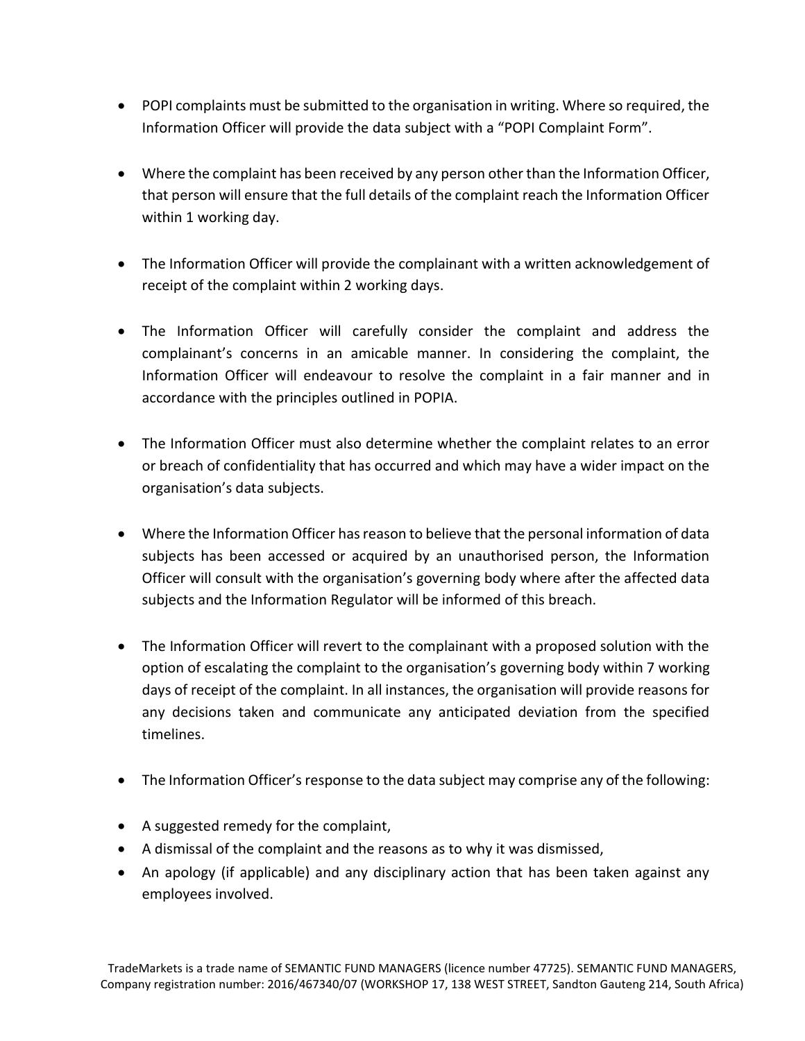- POPI complaints must be submitted to the organisation in writing. Where so required, the Information Officer will provide the data subject with a "POPI Complaint Form".

- Where the complaint has been received by any person other than the Information Officer, that person will ensure that the full details of the complaint reach the Information Officer within 1 working day.

- The Information Officer will provide the complainant with a written acknowledgement of receipt of the complaint within 2 working days.

- The Information Officer will carefully consider the complaint and address the complainant's concerns in an amicable manner. In considering the complaint, the Information Officer will endeavour to resolve the complaint in a fair manner and in accordance with the principles outlined in POPIA.

- The Information Officer must also determine whether the complaint relates to an error or breach of confidentiality that has occurred and which may have a wider impact on the organisation's data subjects.

- Where the Information Officer has reason to believe that the personal information of data subjects has been accessed or acquired by an unauthorised person, the Information Officer will consult with the organisation's governing body where after the affected data subjects and the Information Regulator will be informed of this breach.

- The Information Officer will revert to the complainant with a proposed solution with the option of escalating the complaint to the organisation's governing body within 7 working days of receipt of the complaint. In all instances, the organisation will provide reasons for any decisions taken and communicate any anticipated deviation from the specified timelines.

- The Information Officer's response to the data subject may comprise any of the following:

- A suggested remedy for the complaint,
- A dismissal of the complaint and the reasons as to why it was dismissed,
- An apology (if applicable) and any disciplinary action that has been taken against any employees involved.

TradeMarkets is a trade name of SEMANTIC FUND MANAGERS (licence number 47725). SEMANTIC FUND MANAGERS, Company registration number: 2016/467340/07 (WORKSHOP 17, 138 WEST STREET, Sandton Gauteng 214, South Africa)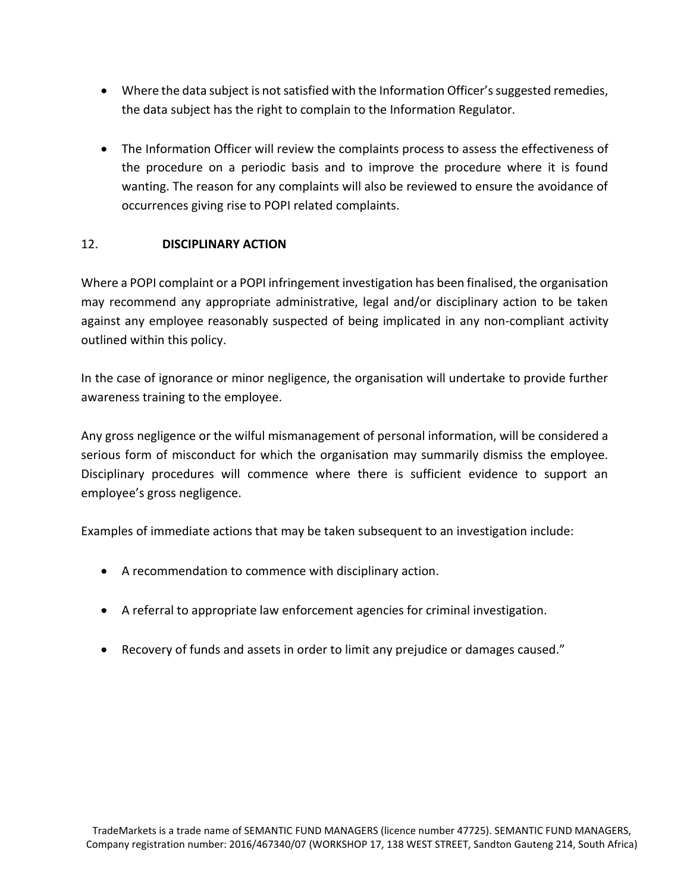- Where the data subject is not satisfied with the Information Officer's suggested remedies, the data subject has the right to complain to the Information Regulator.

- The Information Officer will review the complaints process to assess the effectiveness of the procedure on a periodic basis and to improve the procedure where it is found wanting. The reason for any complaints will also be reviewed to ensure the avoidance of occurrences giving rise to POPI related complaints.

## 12. DISCIPLINARY ACTION

Where a POPI complaint or a POPI infringement investigation has been finalised, the organisation may recommend any appropriate administrative, legal and/or disciplinary action to be taken against any employee reasonably suspected of being implicated in any non-compliant activity outlined within this policy.

In the case of ignorance or minor negligence, the organisation will undertake to provide further awareness training to the employee.

Any gross negligence or the wilful mismanagement of personal information, will be considered a serious form of misconduct for which the organisation may summarily dismiss the employee. Disciplinary procedures will commence where there is sufficient evidence to support an employee's gross negligence.

Examples of immediate actions that may be taken subsequent to an investigation include:

- A recommendation to commence with disciplinary action.

- A referral to appropriate law enforcement agencies for criminal investigation.

- Recovery of funds and assets in order to limit any prejudice or damages caused."